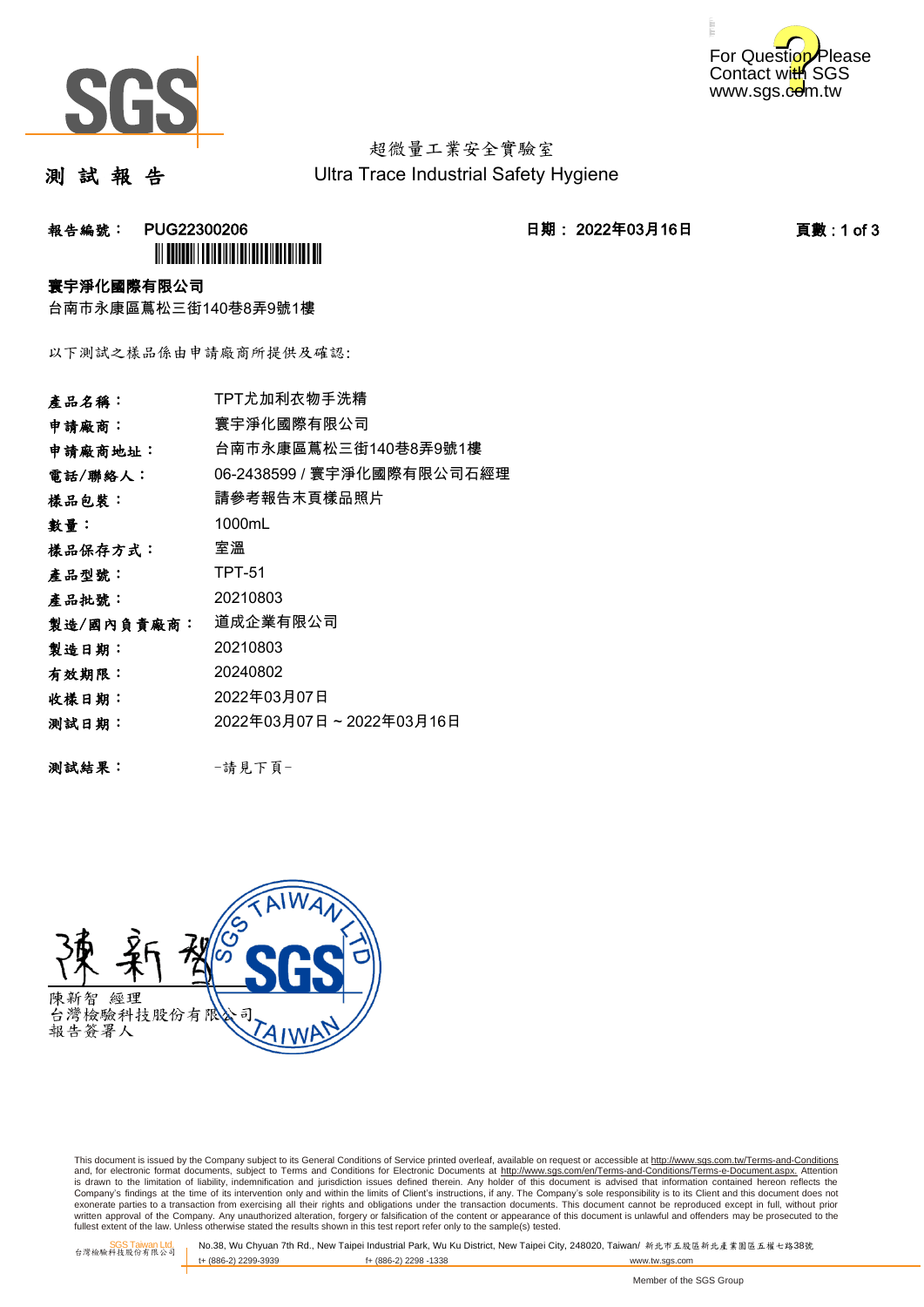超微量工業安全實驗室

# 測 試 報 告

Ultra Trace Industrial Safety Hygiene

**報告編號： PUG22300206**

**日期： 2022年03月16日**

**寰宇淨化國際有限公司**

台南市永康區蔦松三街140巷8弄9號1樓

以下測試之樣品係由申請廠商所提供及確認:

| | |
|---|---|
| 產品名稱： | TPT尤加利衣物手洗精 |
| 申請廠商： | 寰宇淨化國際有限公司 |
| 申請廠商地址： | 台南市永康區蔦松三街140巷8弄9號1樓 |
| 電話/聯絡人： | 06-2438599 / 寰宇淨化國際有限公司石經理 |
| 樣品包裝： | 請參考報告末頁樣品照片 |
| 數量： | 1000mL |
| 樣品保存方式： | 室溫 |
| 產品型號： | TPT-51 |
| 產品批號： | 20210803 |
| 製造/國內負責廠商： | 道成企業有限公司 |
| 製造日期： | 20210803 |
| 有效期限： | 20240802 |
| 收樣日期： | 2022年03月07日 |
| 測試日期： | 2022年03月07日 ~ 2022年03月16日 |

**測試結果：** -請見下頁-

陳新智 經理
台灣檢驗科技股份有限公司
報告簽署人

This document is issued by the Company subject to its General Conditions of Service printed overleaf, available on request or accessible at http://www.sgs.com.tw/Terms-and-Conditions and, for electronic format documents, subject to Terms and Conditions for Electronic Documents at http://www.sgs.com/en/Terms-and-Conditions/Terms-e-Document.aspx. Attention is drawn to the limitation of liability, indemnification and jurisdiction issues defined therein. Any holder of this document is advised that information contained hereon reflects the Company's findings at the time of its intervention only and within the limits of Client's instructions, if any. The Company's sole responsibility is to its Client and this document does not exonerate parties to a transaction from exercising all their rights and obligations under the transaction documents. This document cannot be reproduced except in full, without prior written approval of the Company. Any unauthorized alteration, forgery or falsification of the content or appearance of this document is unlawful and offenders may be prosecuted to the fullest extent of the law. Unless otherwise stated the results shown in this test report refer only to the sample(s) tested.

SGS Taiwan Ltd. 台灣檢驗科技股份有限公司 No.38, Wu Chyuan 7th Rd., New Taipei Industrial Park, Wu Ku District, New Taipei City, 248020, Taiwan/ 新北市五股區新北產業園區五權七路38號
t+ (886-2) 2299-3939 f+ (886-2) 2298 -1338 www.tw.sgs.com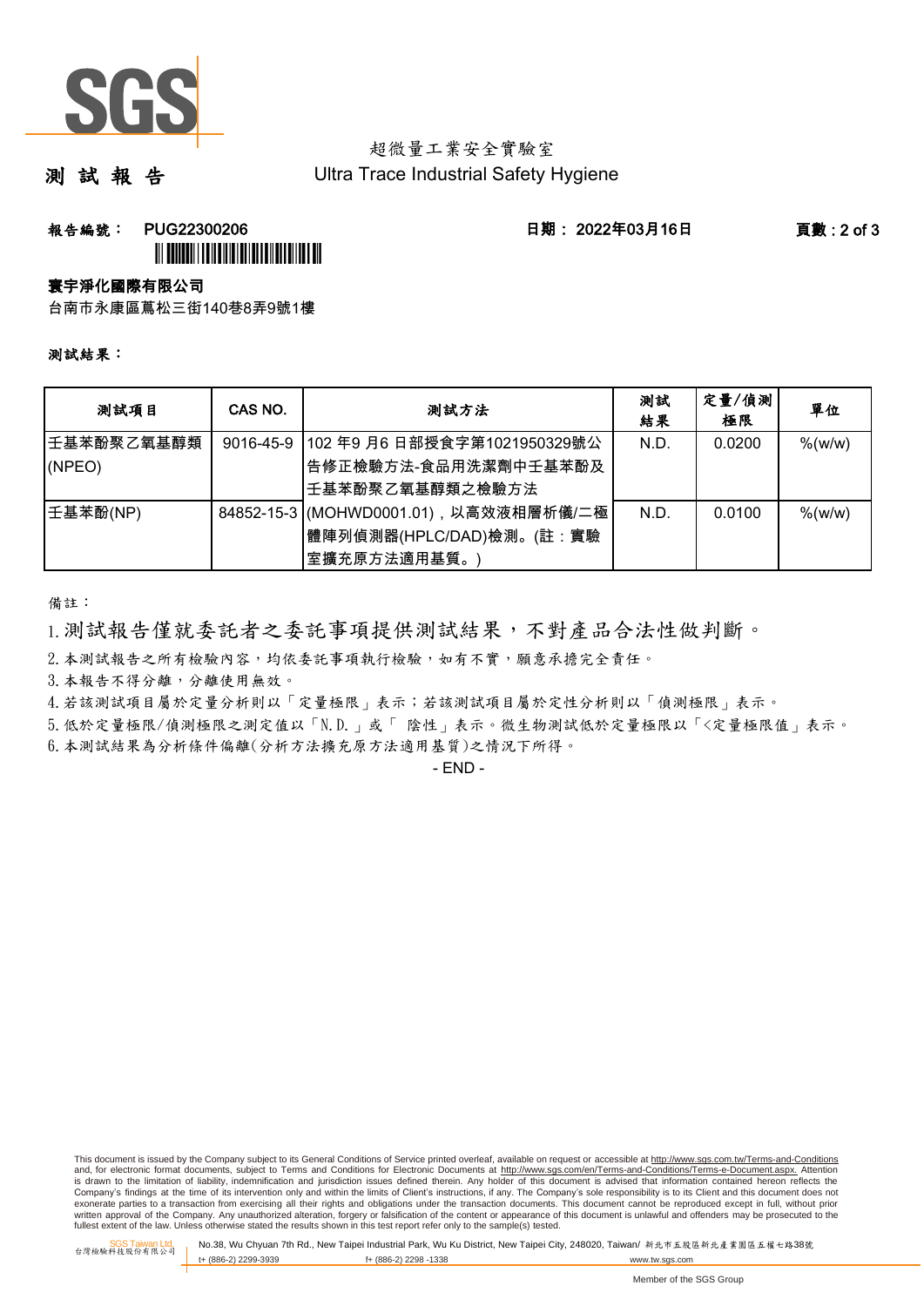超微量工業安全實驗室

# 測 試 報 告

Ultra Trace Industrial Safety Hygiene

**報告編號：** PUG22300206 **日期：** 2022年03月16日

**寰宇淨化國際有限公司**

台南市永康區蔦松三街140巷8弄9號1樓

**測試結果：**

| 測試項目 | CAS NO. | 測試方法 | 測試結果 | 定量/偵測極限 | 單位 |
|---|---|---|---|---|---|
| 壬基苯酚聚乙氧基醇類(NPEO) | 9016-45-9 | 102 年9 月6 日部授食字第1021950329號公告修正檢驗方法-食品用洗潔劑中壬基苯酚及壬基苯酚聚乙氧基醇類之檢驗方法 | N.D. | 0.0200 | %(w/w) |
| 壬基苯酚(NP) | 84852-15-3 | (MOHWD0001.01)，以高效液相層析儀/二極體陣列偵測器(HPLC/DAD)檢測。(註：實驗室擴充原方法適用基質。) | N.D. | 0.0100 | %(w/w) |

備註：

1. 測試報告僅就委託者之委託事項提供測試結果，不對產品合法性做判斷。
2. 本測試報告之所有檢驗內容，均依委託事項執行檢驗，如有不實，願意承擔完全責任。
3. 本報告不得分離，分離使用無效。
4. 若該測試項目屬於定量分析則以「定量極限」表示；若該測試項目屬於定性分析則以「偵測極限」表示。
5. 低於定量極限/偵測極限之測定值以「N.D.」或「 陰性」表示。微生物測試低於定量極限以「<定量極限值」表示。
6. 本測試結果為分析條件偏離(分析方法擴充原方法適用基質)之情況下所得。

- END -

This document is issued by the Company subject to its General Conditions of Service printed overleaf, available on request or accessible at http://www.sgs.com.tw/Terms-and-Conditions and, for electronic format documents, subject to Terms and Conditions for Electronic Documents at http://www.sgs.com/en/Terms-and-Conditions/Terms-e-Document.aspx. Attention is drawn to the limitation of liability, indemnification and jurisdiction issues defined therein. Any holder of this document is advised that information contained hereon reflects the Company's findings at the time of its intervention only and within the limits of Client's instructions, if any. The Company's sole responsibility is to its Client and this document does not exonerate parties to a transaction from exercising all their rights and obligations under the transaction documents. This document cannot be reproduced except in full, without prior written approval of the Company. Any unauthorized alteration, forgery or falsification of the content or appearance of this document is unlawful and offenders may be prosecuted to the fullest extent of the law. Unless otherwise stated the results shown in this test report refer only to the sample(s) tested.

SGS Taiwan Ltd. 台灣檢驗科技股份有限公司 | No.38, Wu Chyuan 7th Rd., New Taipei Industrial Park, Wu Ku District, New Taipei City, 248020, Taiwan/ 新北市五股區新北產業園區五權七路38號
t+ (886-2) 2299-3939 f+ (886-2) 2298 -1338 www.tw.sgs.com

Member of the SGS Group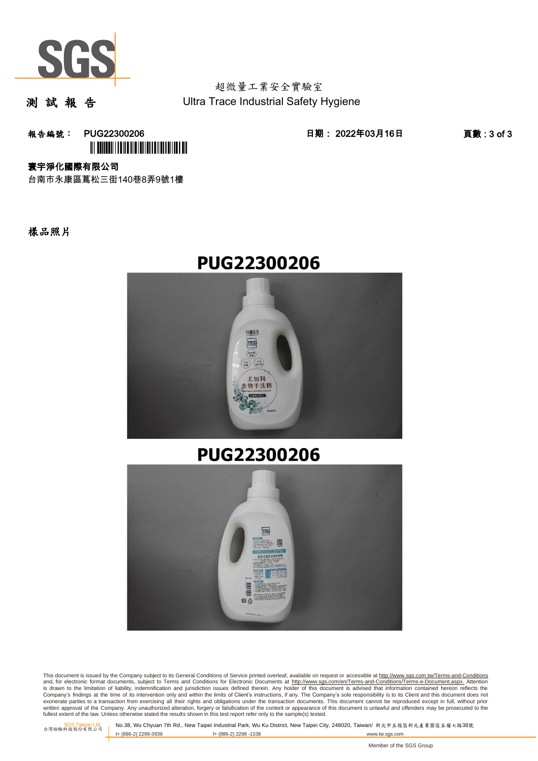超微量工業安全實驗室

# 測 試 報 告

Ultra Trace Industrial Safety Hygiene

**報告編號：** PUG22300206　　**日期：** 2022年03月16日　　**頁數**：3 of 3

**寰宇淨化國際有限公司**

台南市永康區蔦松三街140巷8弄9號1樓

## 樣品照片

**PUG22300206**

**PUG22300206**

This document is issued by the Company subject to its General Conditions of Service printed overleaf, available on request or accessible at http://www.sgs.com.tw/Terms-and-Conditions and, for electronic format documents, subject to Terms and Conditions for Electronic Documents at http://www.sgs.com/en/Terms-and-Conditions/Terms-e-Document.aspx. Attention is drawn to the limitation of liability, indemnification and jurisdiction issues defined therein. Any holder of this document is advised that information contained hereon reflects the Company's findings at the time of its intervention only and within the limits of Client's instructions, if any. The Company's sole responsibility is to its Client and this document does not exonerate parties to a transaction from exercising all their rights and obligations under the transaction documents. This document cannot be reproduced except in full, without prior written approval of the Company. Any unauthorized alteration, forgery or falsification of the content or appearance of this document is unlawful and offenders may be prosecuted to the fullest extent of the law. Unless otherwise stated the results shown in this test report refer only to the sample(s) tested.

SGS Taiwan Ltd. 台灣檢驗科技股份有限公司 No.38, Wu Chyuan 7th Rd., New Taipei Industrial Park, Wu Ku District, New Taipei City, 248020, Taiwan/ 新北市五股區新北產業園區五權七路38號 t+ (886-2) 2299-3939 f+ (886-2) 2298 -1338 www.tw.sgs.com

Member of the SGS Group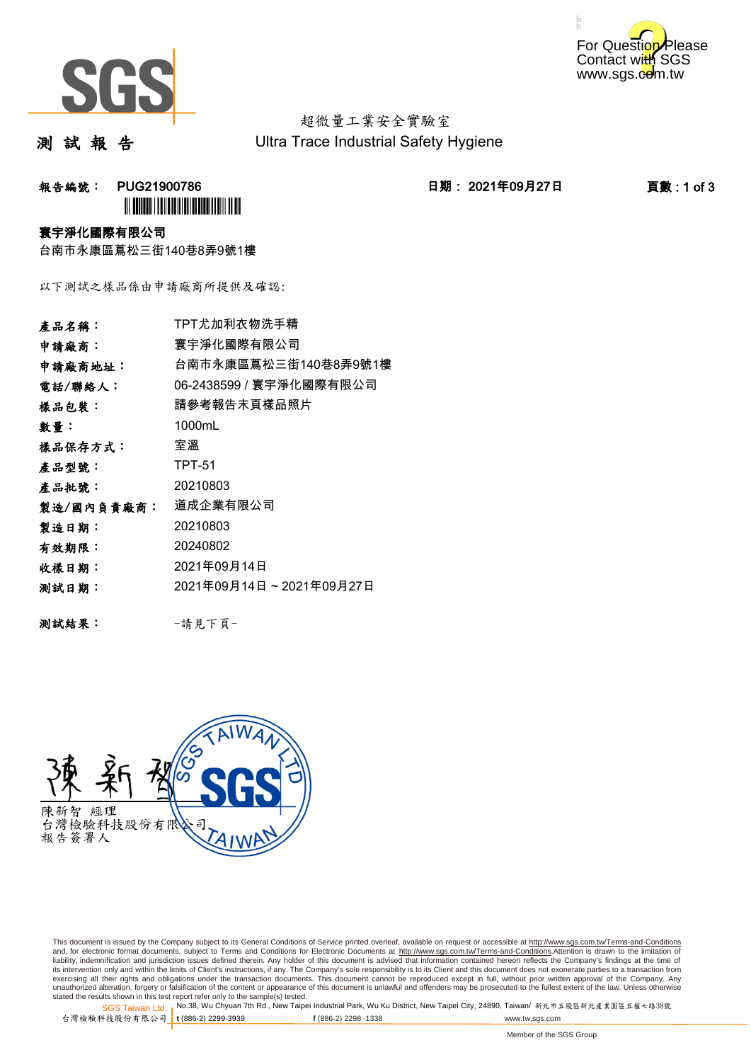# 測試報告

超微量工業安全實驗室

Ultra Trace Industrial Safety Hygiene

For Question Please Contact with SGS www.sgs.com.tw

**報告編號： PUG21900786** **日期： 2021年09月27日**

**寰宇淨化國際有限公司**

台南市永康區蔦松三街140巷8弄9號1樓

以下測試之樣品係由申請廠商所提供及確認:

| | |
|---|---|
| **產品名稱：** | TPT尤加利衣物洗手精 |
| **申請廠商：** | 寰宇淨化國際有限公司 |
| **申請廠商地址：** | 台南市永康區蔦松三街140巷8弄9號1樓 |
| **電話/聯絡人：** | 06-2438599 / 寰宇淨化國際有限公司 |
| **樣品包裝：** | 請參考報告末頁樣品照片 |
| **數量：** | 1000mL |
| **樣品保存方式：** | 室溫 |
| **產品型號：** | TPT-51 |
| **產品批號：** | 20210803 |
| **製造/國內負責廠商：** | 道成企業有限公司 |
| **製造日期：** | 20210803 |
| **有效期限：** | 20240802 |
| **收樣日期：** | 2021年09月14日 |
| **測試日期：** | 2021年09月14日 ~ 2021年09月27日 |

**測試結果：** -請見下頁-

陳新智 經理
台灣檢驗科技股份有限公司
報告簽署人

This document is issued by the Company subject to its General Conditions of Service printed overleaf, available on request or accessible at http://www.sgs.com.tw/Terms-and-Conditions and, for electronic format documents, subject to Terms and Conditions for Electronic Documents at http://www.sgs.com.tw/Terms-and-Conditions.Attention is drawn to the limitation of liability, indemnification and jurisdiction issues defined therein. Any holder of this document is advised that information contained hereon reflects the Company's findings at the time of its intervention only and within the limits of Client's instructions, if any. The Company's sole responsibility is to its Client and this document does not exonerate parties to a transaction from exercising all their rights and obligations under the transaction documents. This document cannot be reproduced except in full, without prior written approval of the Company. Any unauthorized alteration, forgery or falsification of the content or appearance of this document is unlawful and offenders may be prosecuted to the fullest extent of the law. Unless otherwise stated the results shown in this test report refer only to the sample(s) tested.

SGS Taiwan Ltd. 台灣檢驗科技股份有限公司 | No.38, Wu Chyuan 7th Rd., New Taipei Industrial Park, Wu Ku District, New Taipei City, 24890, Taiwan/ 新北市五股區新北產業園區五權七路38號 | t (886-2) 2299-3939 | f (886-2) 2298 -1338 | www.tw.sgs.com

Member of the SGS Group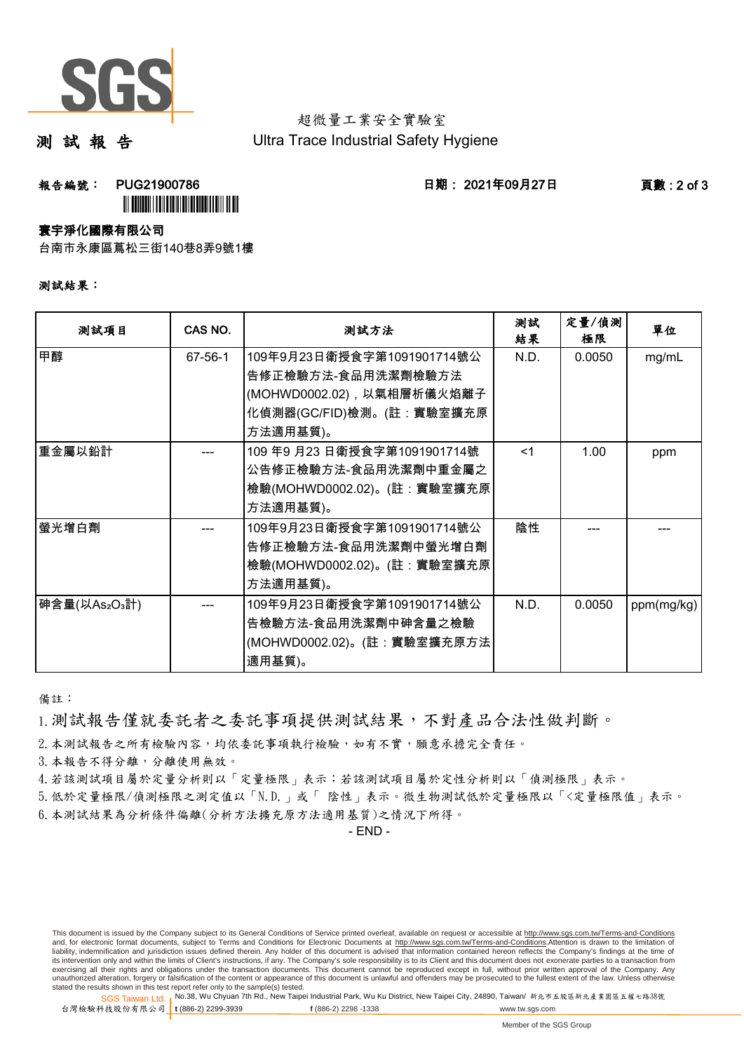# 測試報告

超微量工業安全實驗室
Ultra Trace Industrial Safety Hygiene

**報告編號： PUG21900786** **日期： 2021年09月27日** **頁數 : 2 of 3**

**寰宇淨化國際有限公司**

台南市永康區蔦松三街140巷8弄9號1樓

**測試結果：**

| 測試項目 | CAS NO. | 測試方法 | 測試結果 | 定量/偵測極限 | 單位 |
|---|---|---|---|---|---|
| 甲醇 | 67-56-1 | 109年9月23日衛授食字第1091901714號公告修正檢驗方法-食品用洗潔劑檢驗方法(MOHWD0002.02)，以氣相層析儀火焰離子化偵測器(GC/FID)檢測。(註：實驗室擴充原方法適用基質)。 | N.D. | 0.0050 | mg/mL |
| 重金屬以鉛計 | --- | 109 年9 月23 日衛授食字第1091901714號公告修正檢驗方法-食品用洗潔劑中重金屬之檢驗(MOHWD0002.02)。(註：實驗室擴充原方法適用基質)。 | <1 | 1.00 | ppm |
| 螢光增白劑 | --- | 109年9月23日衛授食字第1091901714號公告修正檢驗方法-食品用洗潔劑中螢光增白劑檢驗(MOHWD0002.02)。(註：實驗室擴充原方法適用基質)。 | 陰性 | --- | --- |
| 砷含量(以$As_2O_3$計) | --- | 109年9月23日衛授食字第1091901714號公告檢驗方法-食品用洗潔劑中砷含量之檢驗(MOHWD0002.02)。(註：實驗室擴充原方法適用基質)。 | N.D. | 0.0050 | ppm(mg/kg) |

備註：

1. 測試報告僅就委託者之委託事項提供測試結果，不對產品合法性做判斷。
2. 本測試報告之所有檢驗內容，均依委託事項執行檢驗，如有不實，願意承擔完全責任。
3. 本報告不得分離，分離使用無效。
4. 若該測試項目屬於定量分析則以「定量極限」表示；若該測試項目屬於定性分析則以「偵測極限」表示。
5. 低於定量極限/偵測極限之測定值以「N.D.」或「 陰性」表示。微生物測試低於定量極限以「<定量極限值」表示。
6. 本測試結果為分析條件偏離(分析方法擴充原方法適用基質)之情況下所得。

- END -

This document is issued by the Company subject to its General Conditions of Service printed overleaf, available on request or accessible at http://www.sgs.com.tw/Terms-and-Conditions and, for electronic format documents, subject to Terms and Conditions for Electronic Documents at http://www.sgs.com.tw/Terms-and-Conditions.Attention is drawn to the limitation of liability, indemnification and jurisdiction issues defined therein. Any holder of this document is advised that information contained hereon reflects the Company's findings at the time of its intervention only and within the limits of Client's instructions, if any. The Company's sole responsibility is to its Client and this document does not exonerate parties to a transaction from exercising all their rights and obligations under the transaction documents. This document cannot be reproduced except in full, without prior written approval of the Company. Any unauthorized alteration, forgery or falsification of the content or appearance of this document is unlawful and offenders may be prosecuted to the fullest extent of the law. Unless otherwise stated the results shown in this test report refer only to the sample(s) tested.

SGS Taiwan Ltd. 台灣檢驗科技股份有限公司 | No.38, Wu Chyuan 7th Rd., New Taipei Industrial Park, Wu Ku District, New Taipei City, 24890, Taiwan/ 新北市五股區新北產業園區五權七路38號 | t (886-2) 2299-3939 f (886-2) 2298 -1338 www.tw.sgs.com

Member of the SGS Group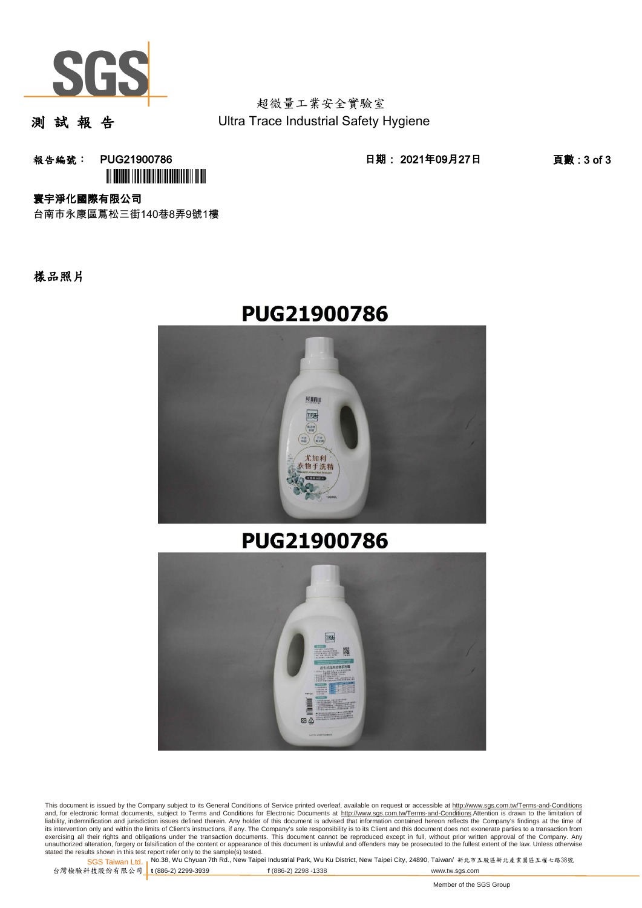# 測 試 報 告

超微量工業安全實驗室
Ultra Trace Industrial Safety Hygiene

報告編號： PUG21900786　　日期： 2021年09月27日

**寰宇淨化國際有限公司**
台南市永康區蔦松三街140巷8弄9號1樓

## 樣品照片

**PUG21900786**

**PUG21900786**

This document is issued by the Company subject to its General Conditions of Service printed overleaf, available on request or accessible at http://www.sgs.com.tw/Terms-and-Conditions and, for electronic format documents, subject to Terms and Conditions for Electronic Documents at http://www.sgs.com.tw/Terms-and-Conditions.Attention is drawn to the limitation of liability, indemnification and jurisdiction issues defined therein. Any holder of this document is advised that information contained hereon reflects the Company's findings at the time of its intervention only and within the limits of Client's instructions, if any. The Company's sole responsibility is to its Client and this document does not exonerate parties to a transaction from exercising all their rights and obligations under the transaction documents. This document cannot be reproduced except in full, without prior written approval of the Company. Any unauthorized alteration, forgery or falsification of the content or appearance of this document is unlawful and offenders may be prosecuted to the fullest extent of the law. Unless otherwise stated the results shown in this test report refer only to the sample(s) tested.

SGS Taiwan Ltd. 台灣檢驗科技股份有限公司 | No.38, Wu Chyuan 7th Rd., New Taipei Industrial Park, Wu Ku District, New Taipei City, 24890, Taiwan/ 新北市五股區新北產業園區五權七路38號 | t (886-2) 2299-3939 | f (886-2) 2298 -1338 | www.tw.sgs.com

Member of the SGS Group